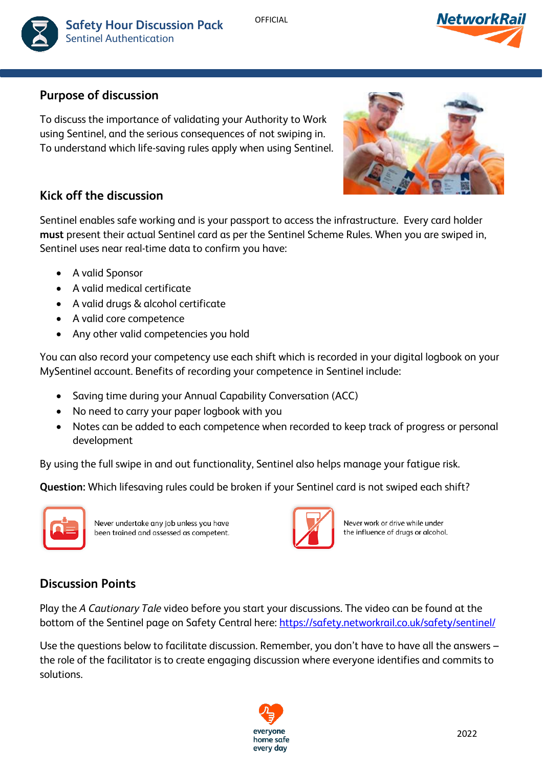# Safety Hour Discussion Pack
Sentinel Authentication

OFFICIAL

## Purpose of discussion

To discuss the importance of validating your Authority to Work using Sentinel, and the serious consequences of not swiping in. To understand which life-saving rules apply when using Sentinel.

## Kick off the discussion

Sentinel enables safe working and is your passport to access the infrastructure. Every card holder **must** present their actual Sentinel card as per the Sentinel Scheme Rules. When you are swiped in, Sentinel uses near real-time data to confirm you have:

- A valid Sponsor
- A valid medical certificate
- A valid drugs & alcohol certificate
- A valid core competence
- Any other valid competencies you hold

You can also record your competency use each shift which is recorded in your digital logbook on your MySentinel account. Benefits of recording your competence in Sentinel include:

- Saving time during your Annual Capability Conversation (ACC)
- No need to carry your paper logbook with you
- Notes can be added to each competence when recorded to keep track of progress or personal development

By using the full swipe in and out functionality, Sentinel also helps manage your fatigue risk.

**Question:** Which lifesaving rules could be broken if your Sentinel card is not swiped each shift?

Never undertake any job unless you have been trained and assessed as competent.

Never work or drive while under the influence of drugs or alcohol.

## Discussion Points

Play the *A Cautionary Tale* video before you start your discussions. The video can be found at the bottom of the Sentinel page on Safety Central here: https://safety.networkrail.co.uk/safety/sentinel/

Use the questions below to facilitate discussion. Remember, you don't have to have all the answers – the role of the facilitator is to create engaging discussion where everyone identifies and commits to solutions.

2022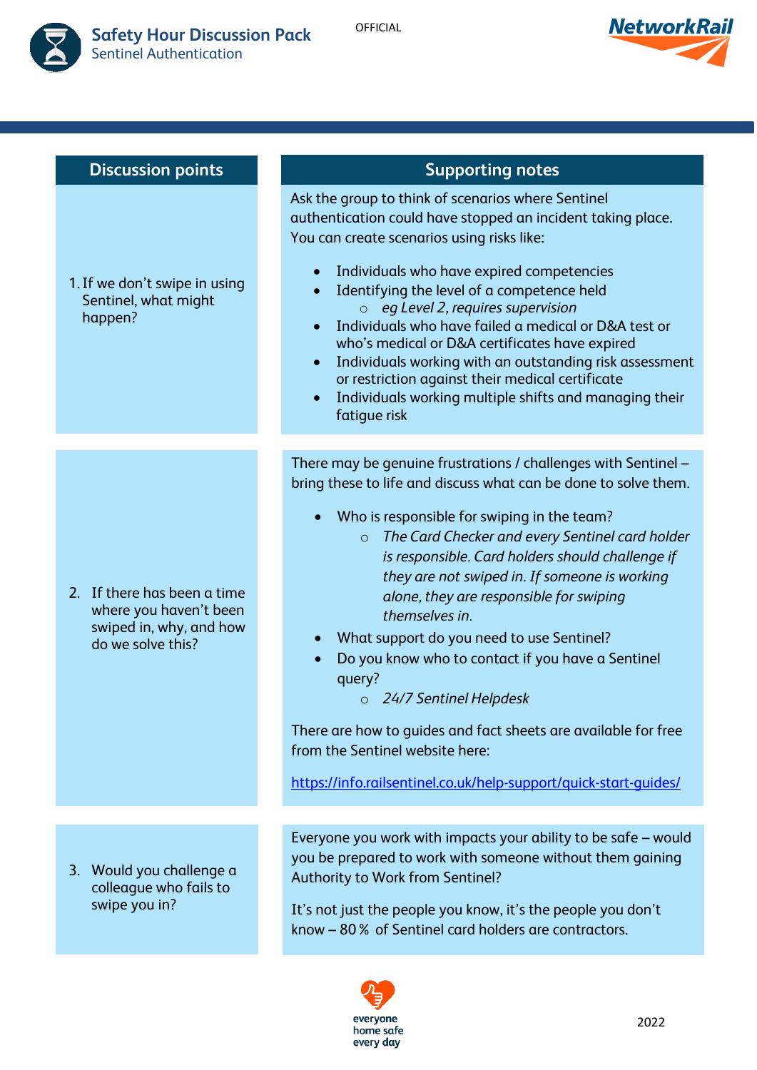| Discussion points | Supporting notes |
|---|---|
| 1. If we don't swipe in using Sentinel, what might happen? | Ask the group to think of scenarios where Sentinel authentication could have stopped an incident taking place. You can create scenarios using risks like:<br>• Individuals who have expired competencies<br>• Identifying the level of a competence held<br>&nbsp;&nbsp;&nbsp;&nbsp;○ *eg Level 2, requires supervision*<br>• Individuals who have failed a medical or D&A test or who's medical or D&A certificates have expired<br>• Individuals working with an outstanding risk assessment or restriction against their medical certificate<br>• Individuals working multiple shifts and managing their fatigue risk |
| 2. If there has been a time where you haven't been swiped in, why, and how do we solve this? | There may be genuine frustrations / challenges with Sentinel – bring these to life and discuss what can be done to solve them.<br>• Who is responsible for swiping in the team?<br>&nbsp;&nbsp;&nbsp;&nbsp;○ *The Card Checker and every Sentinel card holder is responsible. Card holders should challenge if they are not swiped in. If someone is working alone, they are responsible for swiping themselves in.*<br>• What support do you need to use Sentinel?<br>• Do you know who to contact if you have a Sentinel query?<br>&nbsp;&nbsp;&nbsp;&nbsp;○ *24/7 Sentinel Helpdesk*<br><br>There are how to guides and fact sheets are available for free from the Sentinel website here:<br><br>https://info.railsentinel.co.uk/help-support/quick-start-guides/ |
| 3. Would you challenge a colleague who fails to swipe you in? | Everyone you work with impacts your ability to be safe – would you be prepared to work with someone without them gaining Authority to Work from Sentinel?<br><br>It's not just the people you know, it's the people you don't know – 80 % of Sentinel card holders are contractors. |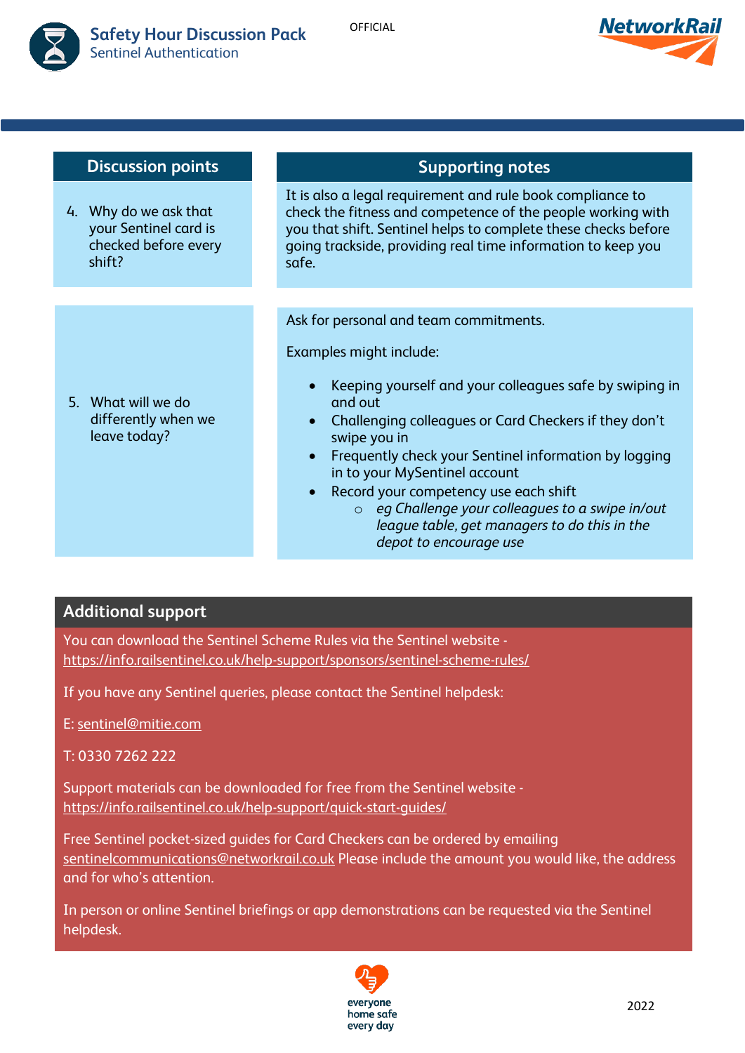| Discussion points | Supporting notes |
|---|---|
| 4. Why do we ask that your Sentinel card is checked before every shift? | It is also a legal requirement and rule book compliance to check the fitness and competence of the people working with you that shift. Sentinel helps to complete these checks before going trackside, providing real time information to keep you safe. |
| 5. What will we do differently when we leave today? | Ask for personal and team commitments.<br><br>Examples might include:<br>• Keeping yourself and your colleagues safe by swiping in and out<br>• Challenging colleagues or Card Checkers if they don't swipe you in<br>• Frequently check your Sentinel information by logging in to your MySentinel account<br>• Record your competency use each shift<br>&nbsp;&nbsp;&nbsp;&nbsp;○ *eg Challenge your colleagues to a swipe in/out league table, get managers to do this in the depot to encourage use* |

## Additional support

You can download the Sentinel Scheme Rules via the Sentinel website - https://info.railsentinel.co.uk/help-support/sponsors/sentinel-scheme-rules/

If you have any Sentinel queries, please contact the Sentinel helpdesk:

E: sentinel@mitie.com

T: 0330 7262 222

Support materials can be downloaded for free from the Sentinel website - https://info.railsentinel.co.uk/help-support/quick-start-guides/

Free Sentinel pocket-sized guides for Card Checkers can be ordered by emailing sentinelcommunications@networkrail.co.uk Please include the amount you would like, the address and for who's attention.

In person or online Sentinel briefings or app demonstrations can be requested via the Sentinel helpdesk.

everyone home safe every day

2022